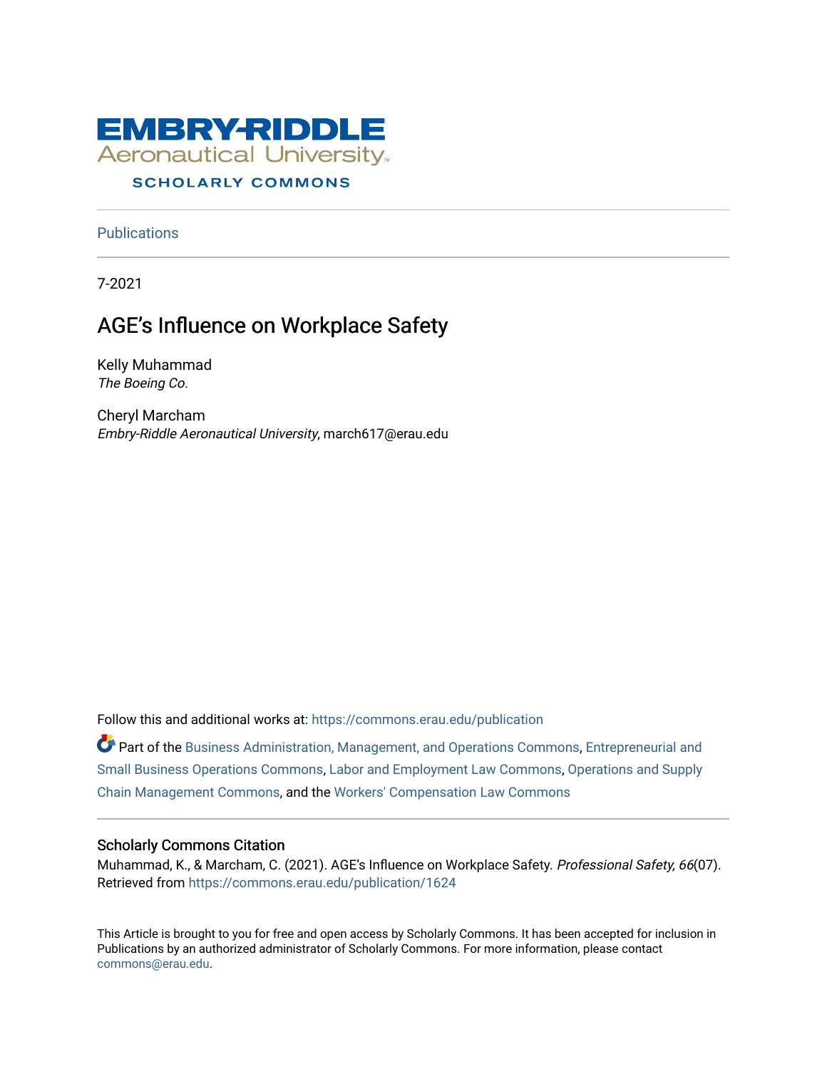EMBRY-RIDDLE Aeronautical University

SCHOLARLY COMMONS

Publications

7-2021

# AGE's Influence on Workplace Safety

Kelly Muhammad
*The Boeing Co.*

Cheryl Marcham
*Embry-Riddle Aeronautical University*, march617@erau.edu

Follow this and additional works at: https://commons.erau.edu/publication

Part of the Business Administration, Management, and Operations Commons, Entrepreneurial and Small Business Operations Commons, Labor and Employment Law Commons, Operations and Supply Chain Management Commons, and the Workers' Compensation Law Commons

## Scholarly Commons Citation

Muhammad, K., & Marcham, C. (2021). AGE's Influence on Workplace Safety. *Professional Safety, 66*(07). Retrieved from https://commons.erau.edu/publication/1624

This Article is brought to you for free and open access by Scholarly Commons. It has been accepted for inclusion in Publications by an authorized administrator of Scholarly Commons. For more information, please contact commons@erau.edu.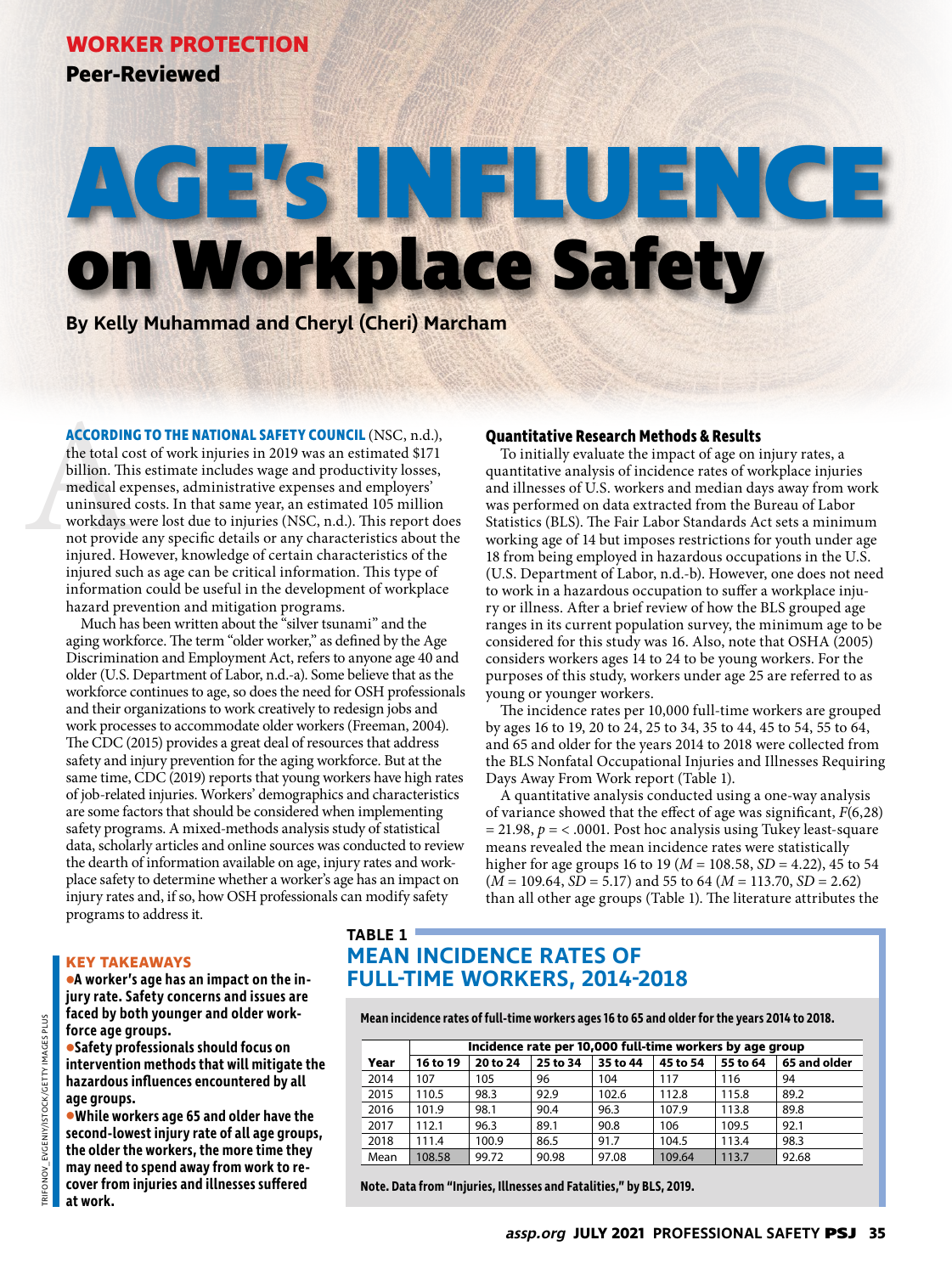WORKER PROTECTION

Peer-Reviewed

# AGE's INFLUENCE on Workplace Safety

**By Kelly Muhammad and Cheryl (Cheri) Marcham**

**ACCORDING TO THE NATIONAL SAFETY COUNCIL** (NSC, n.d.), the total cost of work injuries in 2019 was an estimated $171 billion. This estimate includes wage and productivity losses, medical expenses, administrative expenses and employers' uninsured costs. In that same year, an estimated 105 million workdays were lost due to injuries (NSC, n.d.). This report does not provide any specific details or any characteristics about the injured. However, knowledge of certain characteristics of the injured such as age can be critical information. This type of information could be useful in the development of workplace hazard prevention and mitigation programs.

Much has been written about the "silver tsunami" and the aging workforce. The term "older worker," as defined by the Age Discrimination and Employment Act, refers to anyone age 40 and older (U.S. Department of Labor, n.d.-a). Some believe that as the workforce continues to age, so does the need for OSH professionals and their organizations to work creatively to redesign jobs and work processes to accommodate older workers (Freeman, 2004). The CDC (2015) provides a great deal of resources that address safety and injury prevention for the aging workforce. But at the same time, CDC (2019) reports that young workers have high rates of job-related injuries. Workers' demographics and characteristics are some factors that should be considered when implementing safety programs. A mixed-methods analysis study of statistical data, scholarly articles and online sources was conducted to review the dearth of information available on age, injury rates and workplace safety to determine whether a worker's age has an impact on injury rates and, if so, how OSH professionals can modify safety programs to address it.

### KEY TAKEAWAYS

- **A worker's age has an impact on the injury rate. Safety concerns and issues are faced by both younger and older workforce age groups.**
- **Safety professionals should focus on intervention methods that will mitigate the hazardous influences encountered by all age groups.**
- **While workers age 65 and older have the second-lowest injury rate of all age groups, the older the workers, the more time they may need to spend away from work to recover from injuries and illnesses suffered at work.**

## Quantitative Research Methods & Results

To initially evaluate the impact of age on injury rates, a quantitative analysis of incidence rates of workplace injuries and illnesses of U.S. workers and median days away from work was performed on data extracted from the Bureau of Labor Statistics (BLS). The Fair Labor Standards Act sets a minimum working age of 14 but imposes restrictions for youth under age 18 from being employed in hazardous occupations in the U.S. (U.S. Department of Labor, n.d.-b). However, one does not need to work in a hazardous occupation to suffer a workplace injury or illness. After a brief review of how the BLS grouped age ranges in its current population survey, the minimum age to be considered for this study was 16. Also, note that OSHA (2005) considers workers ages 14 to 24 to be young workers. For the purposes of this study, workers under age 25 are referred to as young or younger workers.

The incidence rates per 10,000 full-time workers are grouped by ages 16 to 19, 20 to 24, 25 to 34, 35 to 44, 45 to 54, 55 to 64, and 65 and older for the years 2014 to 2018 were collected from the BLS Nonfatal Occupational Injuries and Illnesses Requiring Days Away From Work report (Table 1).

A quantitative analysis conducted using a one-way analysis of variance showed that the effect of age was significant, $F(6,28) = 21.98$, $p = < .0001$. Post hoc analysis using Tukey least-square means revealed the mean incidence rates were statistically higher for age groups 16 to 19 ($M = 108.58$, $SD = 4.22$), 45 to 54 ($M = 109.64$, $SD = 5.17$) and 55 to 64 ($M = 113.70$, $SD = 2.62$) than all other age groups (Table 1). The literature attributes the

### TABLE 1
### MEAN INCIDENCE RATES OF FULL-TIME WORKERS, 2014-2018

**Mean incidence rates of full-time workers ages 16 to 65 and older for the years 2014 to 2018.**

| | Incidence rate per 10,000 full-time workers by age group | | | | | | |
|---|---|---|---|---|---|---|---|
| **Year** | **16 to 19** | **20 to 24** | **25 to 34** | **35 to 44** | **45 to 54** | **55 to 64** | **65 and older** |
| 2014 | 107 | 105 | 96 | 104 | 117 | 116 | 94 |
| 2015 | 110.5 | 98.3 | 92.9 | 102.6 | 112.8 | 115.8 | 89.2 |
| 2016 | 101.9 | 98.1 | 90.4 | 96.3 | 107.9 | 113.8 | 89.8 |
| 2017 | 112.1 | 96.3 | 89.1 | 90.8 | 106 | 109.5 | 92.1 |
| 2018 | 111.4 | 100.9 | 86.5 | 91.7 | 104.5 | 113.4 | 98.3 |
| Mean | 108.58 | 99.72 | 90.98 | 97.08 | 109.64 | 113.7 | 92.68 |

**Note. Data from "Injuries, Illnesses and Fatalities," by BLS, 2019.**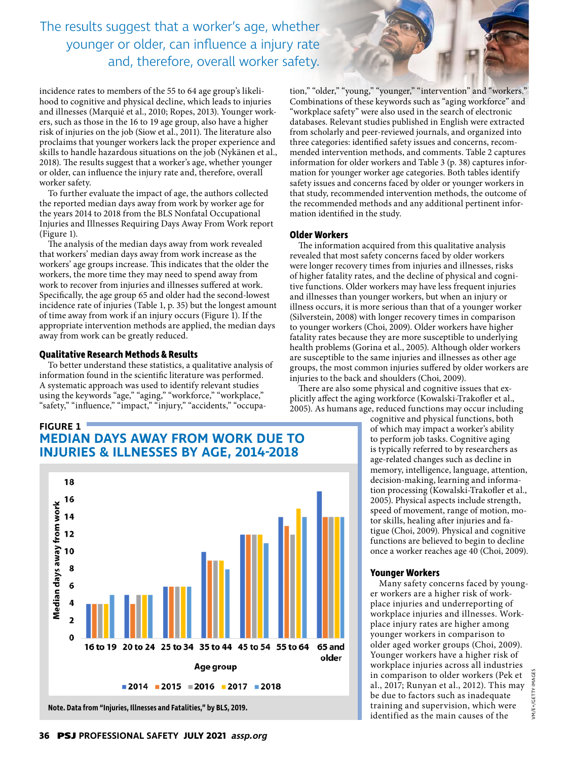> The results suggest that a worker's age, whether younger or older, can influence a injury rate and, therefore, overall worker safety.

incidence rates to members of the 55 to 64 age group's likelihood to cognitive and physical decline, which leads to injuries and illnesses (Marquié et al., 2010; Ropes, 2013). Younger workers, such as those in the 16 to 19 age group, also have a higher risk of injuries on the job (Siow et al., 2011). The literature also proclaims that younger workers lack the proper experience and skills to handle hazardous situations on the job (Nykänen et al., 2018). The results suggest that a worker's age, whether younger or older, can influence the injury rate and, therefore, overall worker safety.

To further evaluate the impact of age, the authors collected the reported median days away from work by worker age for the years 2014 to 2018 from the BLS Nonfatal Occupational Injuries and Illnesses Requiring Days Away From Work report (Figure 1).

The analysis of the median days away from work revealed that workers' median days away from work increase as the workers' age groups increase. This indicates that the older the workers, the more time they may need to spend away from work to recover from injuries and illnesses suffered at work. Specifically, the age group 65 and older had the second-lowest incidence rate of injuries (Table 1, p. 35) but the longest amount of time away from work if an injury occurs (Figure 1). If the appropriate intervention methods are applied, the median days away from work can be greatly reduced.

### Qualitative Research Methods & Results

To better understand these statistics, a qualitative analysis of information found in the scientific literature was performed. A systematic approach was used to identify relevant studies using the keywords "age," "aging," "workforce," "workplace," "safety," "influence," "impact," "injury," "accidents," "occupation," "older," "young," "younger," "intervention" and "workers." Combinations of these keywords such as "aging workforce" and "workplace safety" were also used in the search of electronic databases. Relevant studies published in English were extracted from scholarly and peer-reviewed journals, and organized into three categories: identified safety issues and concerns, recommended intervention methods, and comments. Table 2 captures information for older workers and Table 3 (p. 38) captures information for younger worker age categories. Both tables identify safety issues and concerns faced by older or younger workers in that study, recommended intervention methods, the outcome of the recommended methods and any additional pertinent information identified in the study.

**FIGURE 1**
**MEDIAN DAYS AWAY FROM WORK DUE TO INJURIES & ILLNESSES BY AGE, 2014-2018**

| Age group | 2014 | 2015 | 2016 | 2017 | 2018 |
|---|---|---|---|---|---|
| 16 to 19 | 4 | 4 | 4 | 4 | 5 |
| 20 to 24 | 5 | 4 | 5 | 5 | 5 |
| 25 to 34 | 6 | 6 | 6 | 6 | 6 |
| 35 to 44 | 10 | 9 | 9 | 9 | 8 |
| 45 to 54 | 12 | 12 | 12 | 12 | 11 |
| 55 to 64 | 14 | 13 | 12 | 15 | 14 |
| 65 and older | 17 | 14 | 14 | 14 | 14 |

Note. Data from "Injuries, Illnesses and Fatalities," by BLS, 2019.

### Older Workers

The information acquired from this qualitative analysis revealed that most safety concerns faced by older workers were longer recovery times from injuries and illnesses, risks of higher fatality rates, and the decline of physical and cognitive functions. Older workers may have less frequent injuries and illnesses than younger workers, but when an injury or illness occurs, it is more serious than that of a younger worker (Silverstein, 2008) with longer recovery times in comparison to younger workers (Choi, 2009). Older workers have higher fatality rates because they are more susceptible to underlying health problems (Gorina et al., 2005). Although older workers are susceptible to the same injuries and illnesses as other age groups, the most common injuries suffered by older workers are injuries to the back and shoulders (Choi, 2009).

There are also some physical and cognitive issues that explicitly affect the aging workforce (Kowalski-Trakofler et al., 2005). As humans age, reduced functions may occur including cognitive and physical functions, both of which may impact a worker's ability to perform job tasks. Cognitive aging is typically referred to by researchers as age-related changes such as decline in memory, intelligence, language, attention, decision-making, learning and information processing (Kowalski-Trakofler et al., 2005). Physical aspects include strength, speed of movement, range of motion, motor skills, healing after injuries and fatigue (Choi, 2009). Physical and cognitive functions are believed to begin to decline once a worker reaches age 40 (Choi, 2009).

### Younger Workers

Many safety concerns faced by younger workers are a higher risk of workplace injuries and underreporting of workplace injuries and illnesses. Workplace injury rates are higher among younger workers in comparison to older aged worker groups (Choi, 2009). Younger workers have a higher risk of workplace injuries across all industries in comparison to older workers (Pek et al., 2017; Runyan et al., 2012). This may be due to factors such as inadequate training and supervision, which were identified as the main causes of the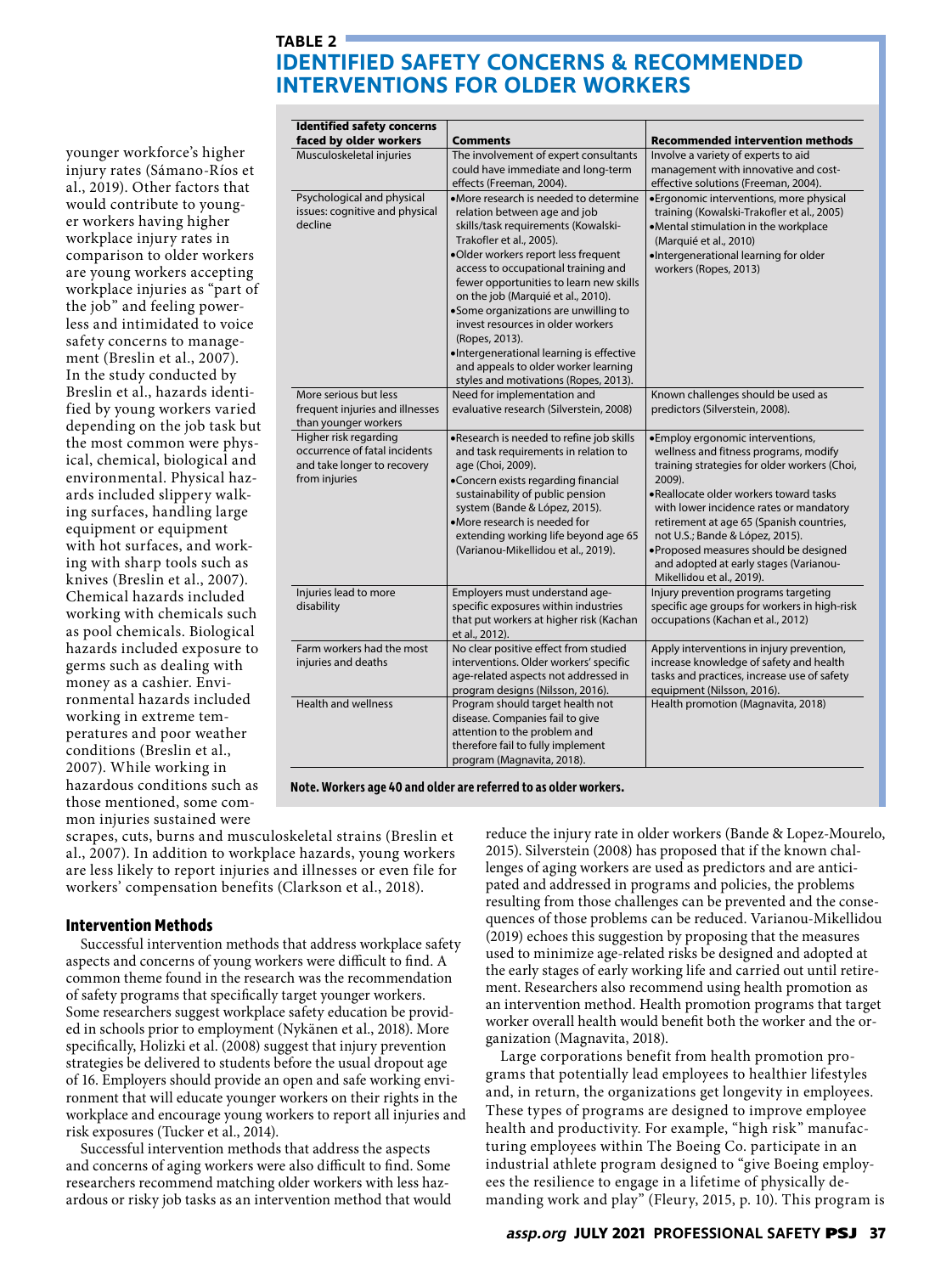younger workforce's higher injury rates (Sámano-Ríos et al., 2019). Other factors that would contribute to younger workers having higher workplace injury rates in comparison to older workers are young workers accepting workplace injuries as "part of the job" and feeling powerless and intimidated to voice safety concerns to management (Breslin et al., 2007). In the study conducted by Breslin et al., hazards identified by young workers varied depending on the job task but the most common were physical, chemical, biological and environmental. Physical hazards included slippery walking surfaces, handling large equipment or equipment with hot surfaces, and working with sharp tools such as knives (Breslin et al., 2007). Chemical hazards included working with chemicals such as pool chemicals. Biological hazards included exposure to germs such as dealing with money as a cashier. Environmental hazards included working in extreme temperatures and poor weather conditions (Breslin et al., 2007). While working in hazardous conditions such as those mentioned, some common injuries sustained were scrapes, cuts, burns and musculoskeletal strains (Breslin et al., 2007). In addition to workplace hazards, young workers are less likely to report injuries and illnesses or even file for workers' compensation benefits (Clarkson et al., 2018).

**TABLE 2**

## IDENTIFIED SAFETY CONCERNS & RECOMMENDED INTERVENTIONS FOR OLDER WORKERS

| Identified safety concerns faced by older workers | Comments | Recommended intervention methods |
|---|---|---|
| Musculoskeletal injuries | The involvement of expert consultants could have immediate and long-term effects (Freeman, 2004). | Involve a variety of experts to aid management with innovative and cost-effective solutions (Freeman, 2004). |
| Psychological and physical issues: cognitive and physical decline | • More research is needed to determine relation between age and job skills/task requirements (Kowalski-Trakofler et al., 2005).<br>• Older workers report less frequent access to occupational training and fewer opportunities to learn new skills on the job (Marquié et al., 2010).<br>• Some organizations are unwilling to invest resources in older workers (Ropes, 2013).<br>• Intergenerational learning is effective and appeals to older worker learning styles and motivations (Ropes, 2013). | • Ergonomic interventions, more physical training (Kowalski-Trakofler et al., 2005)<br>• Mental stimulation in the workplace (Marquié et al., 2010)<br>• Intergenerational learning for older workers (Ropes, 2013) |
| More serious but less frequent injuries and illnesses than younger workers | Need for implementation and evaluative research (Silverstein, 2008) | Known challenges should be used as predictors (Silverstein, 2008). |
| Higher risk regarding occurrence of fatal incidents and take longer to recovery from injuries | • Research is needed to refine job skills and task requirements in relation to age (Choi, 2009).<br>• Concern exists regarding financial sustainability of public pension system (Bande & López, 2015).<br>• More research is needed for extending working life beyond age 65 (Varianou-Mikellidou et al., 2019). | • Employ ergonomic interventions, wellness and fitness programs, modify training strategies for older workers (Choi, 2009).<br>• Reallocate older workers toward tasks with lower incidence rates or mandatory retirement at age 65 (Spanish countries, not U.S.; Bande & López, 2015).<br>• Proposed measures should be designed and adopted at early stages (Varianou-Mikellidou et al., 2019). |
| Injuries lead to more disability | Employers must understand age-specific exposures within industries that put workers at higher risk (Kachan et al., 2012). | Injury prevention programs targeting specific age groups for workers in high-risk occupations (Kachan et al., 2012) |
| Farm workers had the most injuries and deaths | No clear positive effect from studied interventions. Older workers' specific age-related aspects not addressed in program designs (Nilsson, 2016). | Apply interventions in injury prevention, increase knowledge of safety and health tasks and practices, increase use of safety equipment (Nilsson, 2016). |
| Health and wellness | Program should target health not disease. Companies fail to give attention to the problem and therefore fail to fully implement program (Magnavita, 2018). | Health promotion (Magnavita, 2018) |

**Note. Workers age 40 and older are referred to as older workers.**

### Intervention Methods

Successful intervention methods that address workplace safety aspects and concerns of young workers were difficult to find. A common theme found in the research was the recommendation of safety programs that specifically target younger workers. Some researchers suggest workplace safety education be provided in schools prior to employment (Nykänen et al., 2018). More specifically, Holizki et al. (2008) suggest that injury prevention strategies be delivered to students before the usual dropout age of 16. Employers should provide an open and safe working environment that will educate younger workers on their rights in the workplace and encourage young workers to report all injuries and risk exposures (Tucker et al., 2014).

Successful intervention methods that address the aspects and concerns of aging workers were also difficult to find. Some researchers recommend matching older workers with less hazardous or risky job tasks as an intervention method that would reduce the injury rate in older workers (Bande & Lopez-Mourelo, 2015). Silverstein (2008) has proposed that if the known challenges of aging workers are used as predictors and are anticipated and addressed in programs and policies, the problems resulting from those challenges can be prevented and the consequences of those problems can be reduced. Varianou-Mikellidou (2019) echoes this suggestion by proposing that the measures used to minimize age-related risks be designed and adopted at the early stages of early working life and carried out until retirement. Researchers also recommend using health promotion as an intervention method. Health promotion programs that target worker overall health would benefit both the worker and the organization (Magnavita, 2018).

Large corporations benefit from health promotion programs that potentially lead employees to healthier lifestyles and, in return, the organizations get longevity in employees. These types of programs are designed to improve employee health and productivity. For example, "high risk" manufacturing employees within The Boeing Co. participate in an industrial athlete program designed to "give Boeing employees the resilience to engage in a lifetime of physically demanding work and play" (Fleury, 2015, p. 10). This program is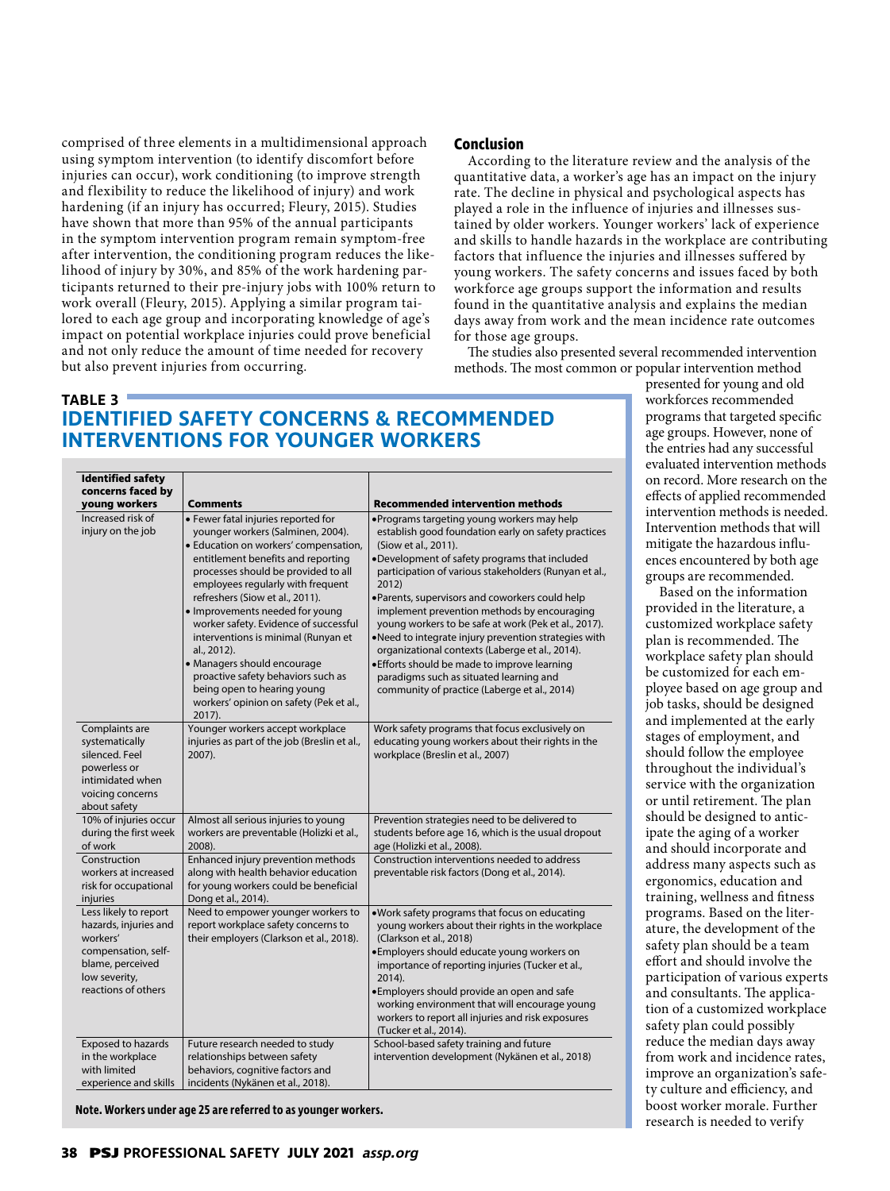comprised of three elements in a multidimensional approach using symptom intervention (to identify discomfort before injuries can occur), work conditioning (to improve strength and flexibility to reduce the likelihood of injury) and work hardening (if an injury has occurred; Fleury, 2015). Studies have shown that more than 95% of the annual participants in the symptom intervention program remain symptom-free after intervention, the conditioning program reduces the likelihood of injury by 30%, and 85% of the work hardening participants returned to their pre-injury jobs with 100% return to work overall (Fleury, 2015). Applying a similar program tailored to each age group and incorporating knowledge of age's impact on potential workplace injuries could prove beneficial and not only reduce the amount of time needed for recovery but also prevent injuries from occurring.

## Conclusion

According to the literature review and the analysis of the quantitative data, a worker's age has an impact on the injury rate. The decline in physical and psychological aspects has played a role in the influence of injuries and illnesses sustained by older workers. Younger workers' lack of experience and skills to handle hazards in the workplace are contributing factors that influence the injuries and illnesses suffered by young workers. The safety concerns and issues faced by both workforce age groups support the information and results found in the quantitative analysis and explains the median days away from work and the mean incidence rate outcomes for those age groups.

The studies also presented several recommended intervention methods. The most common or popular intervention method presented for young and old workforces recommended programs that targeted specific age groups. However, none of the entries had any successful evaluated intervention methods on record. More research on the effects of applied recommended intervention methods is needed. Intervention methods that will mitigate the hazardous influences encountered by both age groups are recommended.

Based on the information provided in the literature, a customized workplace safety plan is recommended. The workplace safety plan should be customized for each employee based on age group and job tasks, should be designed and implemented at the early stages of employment, and should follow the employee throughout the individual's service with the organization or until retirement. The plan should be designed to anticipate the aging of a worker and should incorporate and address many aspects such as ergonomics, education and training, wellness and fitness programs. Based on the literature, the development of the safety plan should be a team effort and should involve the participation of various experts and consultants. The application of a customized workplace safety plan could possibly reduce the median days away from work and incidence rates, improve an organization's safety culture and efficiency, and boost worker morale. Further research is needed to verify

### TABLE 3
### IDENTIFIED SAFETY CONCERNS & RECOMMENDED INTERVENTIONS FOR YOUNGER WORKERS

| Identified safety concerns faced by young workers | Comments | Recommended intervention methods |
|---|---|---|
| Increased risk of injury on the job | • Fewer fatal injuries reported for younger workers (Salminen, 2004).<br>• Education on workers' compensation, entitlement benefits and reporting processes should be provided to all employees regularly with frequent refreshers (Siow et al., 2011).<br>• Improvements needed for young worker safety. Evidence of successful interventions is minimal (Runyan et al., 2012).<br>• Managers should encourage proactive safety behaviors such as being open to hearing young workers' opinion on safety (Pek et al., 2017). | • Programs targeting young workers may help establish good foundation early on safety practices (Siow et al., 2011).<br>• Development of safety programs that included participation of various stakeholders (Runyan et al., 2012)<br>• Parents, supervisors and coworkers could help implement prevention methods by encouraging young workers to be safe at work (Pek et al., 2017).<br>• Need to integrate injury prevention strategies with organizational contexts (Laberge et al., 2014).<br>• Efforts should be made to improve learning paradigms such as situated learning and community of practice (Laberge et al., 2014) |
| Complaints are systematically silenced. Feel powerless or intimidated when voicing concerns about safety | Younger workers accept workplace injuries as part of the job (Breslin et al., 2007). | Work safety programs that focus exclusively on educating young workers about their rights in the workplace (Breslin et al., 2007) |
| 10% of injuries occur during the first week of work | Almost all serious injuries to young workers are preventable (Holizki et al., 2008). | Prevention strategies need to be delivered to students before age 16, which is the usual dropout age (Holizki et al., 2008). |
| Construction workers at increased risk for occupational injuries | Enhanced injury prevention methods along with health behavior education for young workers could be beneficial Dong et al., 2014). | Construction interventions needed to address preventable risk factors (Dong et al., 2014). |
| Less likely to report hazards, injuries and workers' compensation, self-blame, perceived low severity, reactions of others | Need to empower younger workers to report workplace safety concerns to their employers (Clarkson et al., 2018). | • Work safety programs that focus on educating young workers about their rights in the workplace (Clarkson et al., 2018)<br>• Employers should educate young workers on importance of reporting injuries (Tucker et al., 2014).<br>• Employers should provide an open and safe working environment that will encourage young workers to report all injuries and risk exposures (Tucker et al., 2014). |
| Exposed to hazards in the workplace with limited experience and skills | Future research needed to study relationships between safety behaviors, cognitive factors and incidents (Nykänen et al., 2018). | School-based safety training and future intervention development (Nykänen et al., 2018) |

**Note. Workers under age 25 are referred to as younger workers.**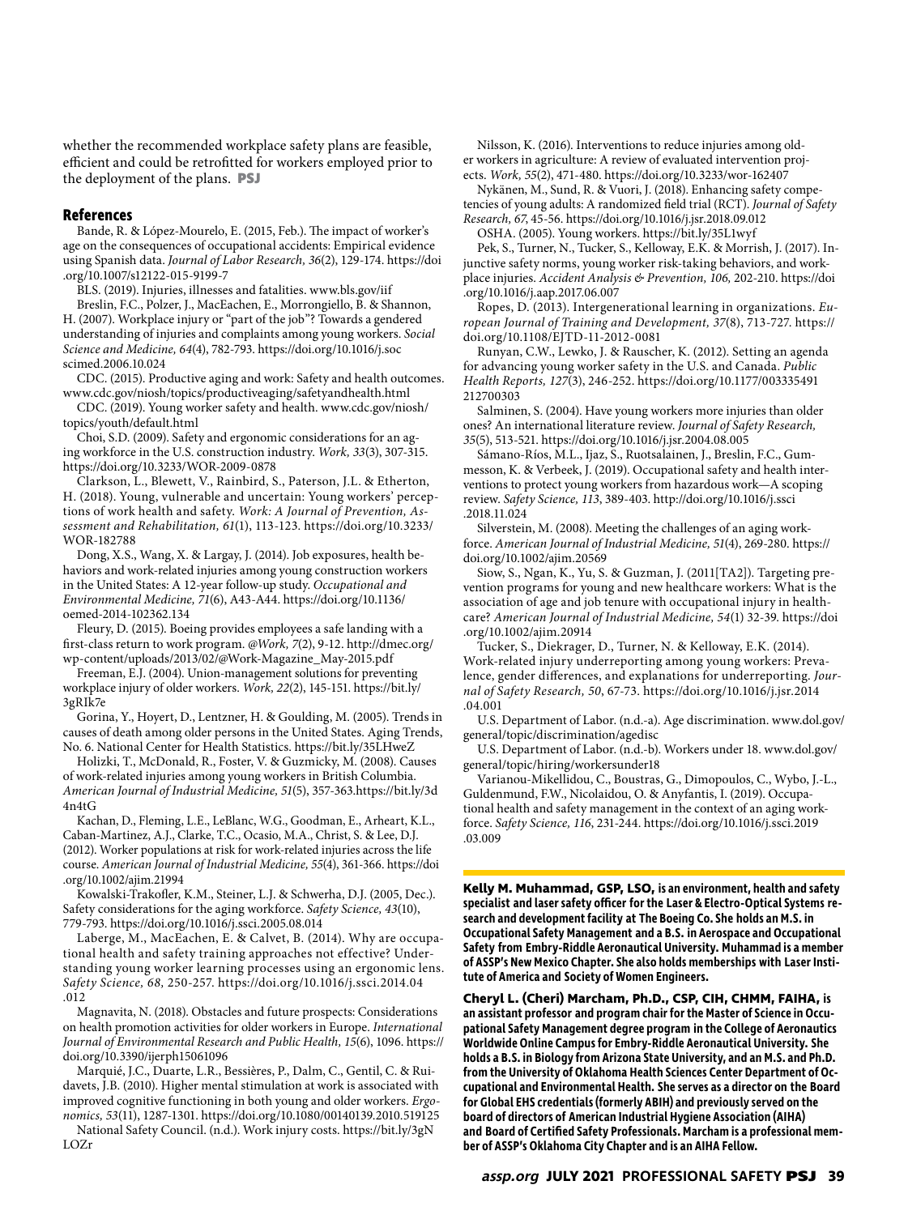whether the recommended workplace safety plans are feasible, efficient and could be retrofitted for workers employed prior to the deployment of the plans. **PSJ**

## References

Bande, R. & López-Mourelo, E. (2015, Feb.). The impact of worker's age on the consequences of occupational accidents: Empirical evidence using Spanish data. *Journal of Labor Research, 36*(2), 129-174. https://doi.org/10.1007/s12122-015-9199-7

BLS. (2019). Injuries, illnesses and fatalities. www.bls.gov/iif

Breslin, F.C., Polzer, J., MacEachen, E., Morrongiello, B. & Shannon, H. (2007). Workplace injury or "part of the job"? Towards a gendered understanding of injuries and complaints among young workers. *Social Science and Medicine, 64*(4), 782-793. https://doi.org/10.1016/j.socscimed.2006.10.024

CDC. (2015). Productive aging and work: Safety and health outcomes. www.cdc.gov/niosh/topics/productiveaging/safetyandhealth.html

CDC. (2019). Young worker safety and health. www.cdc.gov/niosh/topics/youth/default.html

Choi, S.D. (2009). Safety and ergonomic considerations for an aging workforce in the U.S. construction industry. *Work, 33*(3), 307-315. https://doi.org/10.3233/WOR-2009-0878

Clarkson, L., Blewett, V., Rainbird, S., Paterson, J.L. & Etherton, H. (2018). Young, vulnerable and uncertain: Young workers' perceptions of work health and safety. *Work: A Journal of Prevention, Assessment and Rehabilitation, 61*(1), 113-123. https://doi.org/10.3233/WOR-182788

Dong, X.S., Wang, X. & Largay, J. (2014). Job exposures, health behaviors and work-related injuries among young construction workers in the United States: A 12-year follow-up study. *Occupational and Environmental Medicine, 71*(6), A43-A44. https://doi.org/10.1136/oemed-2014-102362.134

Fleury, D. (2015). Boeing provides employees a safe landing with a first-class return to work program. *@Work, 7*(2), 9-12. http://dmec.org/wp-content/uploads/2013/02/@Work-Magazine_May-2015.pdf

Freeman, E.J. (2004). Union-management solutions for preventing workplace injury of older workers. *Work, 22*(2), 145-151. https://bit.ly/3gRIk7e

Gorina, Y., Hoyert, D., Lentzner, H. & Goulding, M. (2005). Trends in causes of death among older persons in the United States. Aging Trends, No. 6. National Center for Health Statistics. https://bit.ly/35LHweZ

Holizki, T., McDonald, R., Foster, V. & Guzmicky, M. (2008). Causes of work-related injuries among young workers in British Columbia. *American Journal of Industrial Medicine, 51*(5), 357-363.https://bit.ly/3d4n4tG

Kachan, D., Fleming, L.E., LeBlanc, W.G., Goodman, E., Arheart, K.L., Caban-Martinez, A.J., Clarke, T.C., Ocasio, M.A., Christ, S. & Lee, D.J. (2012). Worker populations at risk for work-related injuries across the life course. *American Journal of Industrial Medicine, 55*(4), 361-366. https://doi.org/10.1002/ajim.21994

Kowalski-Trakofler, K.M., Steiner, L.J. & Schwerha, D.J. (2005, Dec.). Safety considerations for the aging workforce. *Safety Science, 43*(10), 779-793. https://doi.org/10.1016/j.ssci.2005.08.014

Laberge, M., MacEachen, E. & Calvet, B. (2014). Why are occupational health and safety training approaches not effective? Understanding young worker learning processes using an ergonomic lens. *Safety Science, 68*, 250-257. https://doi.org/10.1016/j.ssci.2014.04.012

Magnavita, N. (2018). Obstacles and future prospects: Considerations on health promotion activities for older workers in Europe. *International Journal of Environmental Research and Public Health, 15*(6), 1096. https://doi.org/10.3390/ijerph15061096

Marquié, J.C., Duarte, L.R., Bessières, P., Dalm, C., Gentil, C. & Ruidavets, J.B. (2010). Higher mental stimulation at work is associated with improved cognitive functioning in both young and older workers. *Ergonomics, 53*(11), 1287-1301. https://doi.org/10.1080/00140139.2010.519125

National Safety Council. (n.d.). Work injury costs. https://bit.ly/3gNLOZr

Nilsson, K. (2016). Interventions to reduce injuries among older workers in agriculture: A review of evaluated intervention projects. *Work, 55*(2), 471-480. https://doi.org/10.3233/wor-162407

Nykänen, M., Sund, R. & Vuori, J. (2018). Enhancing safety competencies of young adults: A randomized field trial (RCT). *Journal of Safety Research, 67*, 45-56. https://doi.org/10.1016/j.jsr.2018.09.012

OSHA. (2005). Young workers. https://bit.ly/35L1wyf

Pek, S., Turner, N., Tucker, S., Kelloway, E.K. & Morrish, J. (2017). Injunctive safety norms, young worker risk-taking behaviors, and workplace injuries. *Accident Analysis & Prevention, 106*, 202-210. https://doi.org/10.1016/j.aap.2017.06.007

Ropes, D. (2013). Intergenerational learning in organizations. *European Journal of Training and Development, 37*(8), 713-727. https://doi.org/10.1108/EJTD-11-2012-0081

Runyan, C.W., Lewko, J. & Rauscher, K. (2012). Setting an agenda for advancing young worker safety in the U.S. and Canada. *Public Health Reports, 127*(3), 246-252. https://doi.org/10.1177/003335491212700303

Salminen, S. (2004). Have young workers more injuries than older ones? An international literature review. *Journal of Safety Research, 35*(5), 513-521. https://doi.org/10.1016/j.jsr.2004.08.005

Sámano-Ríos, M.L., Ijaz, S., Ruotsalainen, J., Breslin, F.C., Gummesson, K. & Verbeek, J. (2019). Occupational safety and health interventions to protect young workers from hazardous work—A scoping review. *Safety Science, 113*, 389-403. http://doi.org/10.1016/j.ssci.2018.11.024

Silverstein, M. (2008). Meeting the challenges of an aging workforce. *American Journal of Industrial Medicine, 51*(4), 269-280. https://doi.org/10.1002/ajim.20569

Siow, S., Ngan, K., Yu, S. & Guzman, J. (2011[TA2]). Targeting prevention programs for young and new healthcare workers: What is the association of age and job tenure with occupational injury in healthcare? *American Journal of Industrial Medicine, 54*(1) 32-39. https://doi.org/10.1002/ajim.20914

Tucker, S., Diekrager, D., Turner, N. & Kelloway, E.K. (2014). Work-related injury underreporting among young workers: Prevalence, gender differences, and explanations for underreporting. *Journal of Safety Research, 50*, 67-73. https://doi.org/10.1016/j.jsr.2014.04.001

U.S. Department of Labor. (n.d.-a). Age discrimination. www.dol.gov/general/topic/discrimination/agedisc

U.S. Department of Labor. (n.d.-b). Workers under 18. www.dol.gov/general/topic/hiring/workersunder18

Varianou-Mikellidou, C., Boustras, G., Dimopoulos, C., Wybo, J.-L., Guldenmund, F.W., Nicolaidou, O. & Anyfantis, I. (2019). Occupational health and safety management in the context of an aging workforce. *Safety Science, 116*, 231-244. https://doi.org/10.1016/j.ssci.2019.03.009

**Kelly M. Muhammad, GSP, LSO, is an environment, health and safety specialist and laser safety officer for the Laser & Electro-Optical Systems research and development facility at The Boeing Co. She holds an M.S. in Occupational Safety Management and a B.S. in Aerospace and Occupational Safety from Embry-Riddle Aeronautical University. Muhammad is a member of ASSP's New Mexico Chapter. She also holds memberships with Laser Institute of America and Society of Women Engineers.**

**Cheryl L. (Cheri) Marcham, Ph.D., CSP, CIH, CHMM, FAIHA, is an assistant professor and program chair for the Master of Science in Occupational Safety Management degree program in the College of Aeronautics Worldwide Online Campus for Embry-Riddle Aeronautical University. She holds a B.S. in Biology from Arizona State University, and an M.S. and Ph.D. from the University of Oklahoma Health Sciences Center Department of Occupational and Environmental Health. She serves as a director on the Board for Global EHS credentials (formerly ABIH) and previously served on the board of directors of American Industrial Hygiene Association (AIHA) and Board of Certified Safety Professionals. Marcham is a professional member of ASSP's Oklahoma City Chapter and is an AIHA Fellow.**